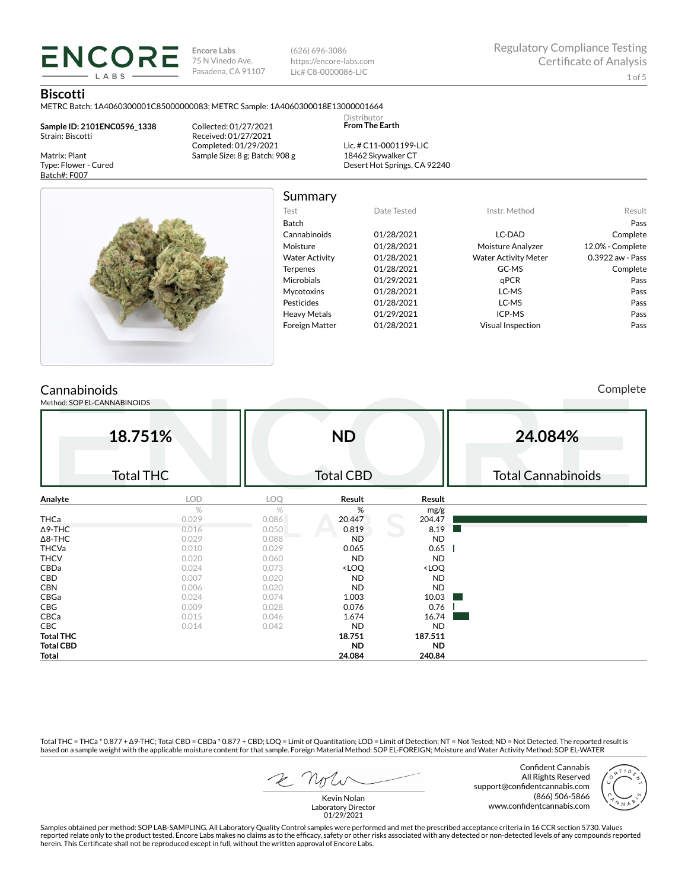**Encore Labs**
75 N Vinedo Ave.
Pasadena, CA 91107

(626) 696-3086
https://encore-labs.com
Lic# C8-0000086-LIC

Regulatory Compliance Testing
Certificate of Analysis

## Biscotti

METRC Batch: 1A4060300001C85000000083; METRC Sample: 1A4060300018E13000001664

**Sample ID: 2101ENC0596_1338**
Strain: Biscotti

Matrix: Plant
Type: Flower - Cured
Batch#: F007

Collected: 01/27/2021
Received: 01/27/2021
Completed: 01/29/2021
Sample Size: 8 g; Batch: 908 g

Distributor
**From The Earth**

Lic. # C11-0001199-LIC
18462 Skywalker CT
Desert Hot Springs, CA 92240

## Summary

| Test | Date Tested | Instr. Method | Result |
|---|---|---|---|
| Batch | | | Pass |
| Cannabinoids | 01/28/2021 | LC-DAD | Complete |
| Moisture | 01/28/2021 | Moisture Analyzer | 12.0% - Complete |
| Water Activity | 01/28/2021 | Water Activity Meter | 0.3922 aw - Pass |
| Terpenes | 01/28/2021 | GC-MS | Complete |
| Microbials | 01/29/2021 | qPCR | Pass |
| Mycotoxins | 01/28/2021 | LC-MS | Pass |
| Pesticides | 01/28/2021 | LC-MS | Pass |
| Heavy Metals | 01/29/2021 | ICP-MS | Pass |
| Foreign Matter | 01/28/2021 | Visual Inspection | Pass |

## Cannabinoids

Complete

Method: SOP EL-CANNABINOIDS

| 18.751% | ND | 24.084% |
|---|---|---|
| Total THC | Total CBD | Total Cannabinoids |

| Analyte | LOD | LOQ | Result | Result |
|---|---|---|---|---|
| | % | % | % | mg/g |
| THCa | 0.029 | 0.086 | 20.447 | 204.47 |
| Δ9-THC | 0.016 | 0.050 | 0.819 | 8.19 |
| Δ8-THC | 0.029 | 0.088 | ND | ND |
| THCVa | 0.010 | 0.029 | 0.065 | 0.65 |
| THCV | 0.020 | 0.060 | ND | ND |
| CBDa | 0.024 | 0.073 | <LOQ | <LOQ |
| CBD | 0.007 | 0.020 | ND | ND |
| CBN | 0.006 | 0.020 | ND | ND |
| CBGa | 0.024 | 0.074 | 1.003 | 10.03 |
| CBG | 0.009 | 0.028 | 0.076 | 0.76 |
| CBCa | 0.015 | 0.046 | 1.674 | 16.74 |
| CBC | 0.014 | 0.042 | ND | ND |
| **Total THC** | | | **18.751** | **187.511** |
| **Total CBD** | | | **ND** | **ND** |
| **Total** | | | **24.084** | **240.84** |

Total THC = THCa * 0.877 + Δ9-THC; Total CBD = CBDa * 0.877 + CBD; LOQ = Limit of Quantitation; LOD = Limit of Detection; NT = Not Tested; ND = Not Detected. The reported result is based on a sample weight with the applicable moisture content for that sample. Foreign Material Method: SOP EL-FOREIGN; Moisture and Water Activity Method: SOP EL-WATER

Kevin Nolan
Laboratory Director
01/29/2021

Confident Cannabis
All Rights Reserved
support@confidentcannabis.com
(866) 506-5866
www.confidentcannabis.com

Samples obtained per method: SOP LAB-SAMPLING. All Laboratory Quality Control samples were performed and met the prescribed acceptance criteria in 16 CCR section 5730. Values reported relate only to the product tested. Encore Labs makes no claims as to the efficacy, safety or other risks associated with any detected or non-detected levels of any compounds reported herein. This Certificate shall not be reproduced except in full, without the written approval of Encore Labs.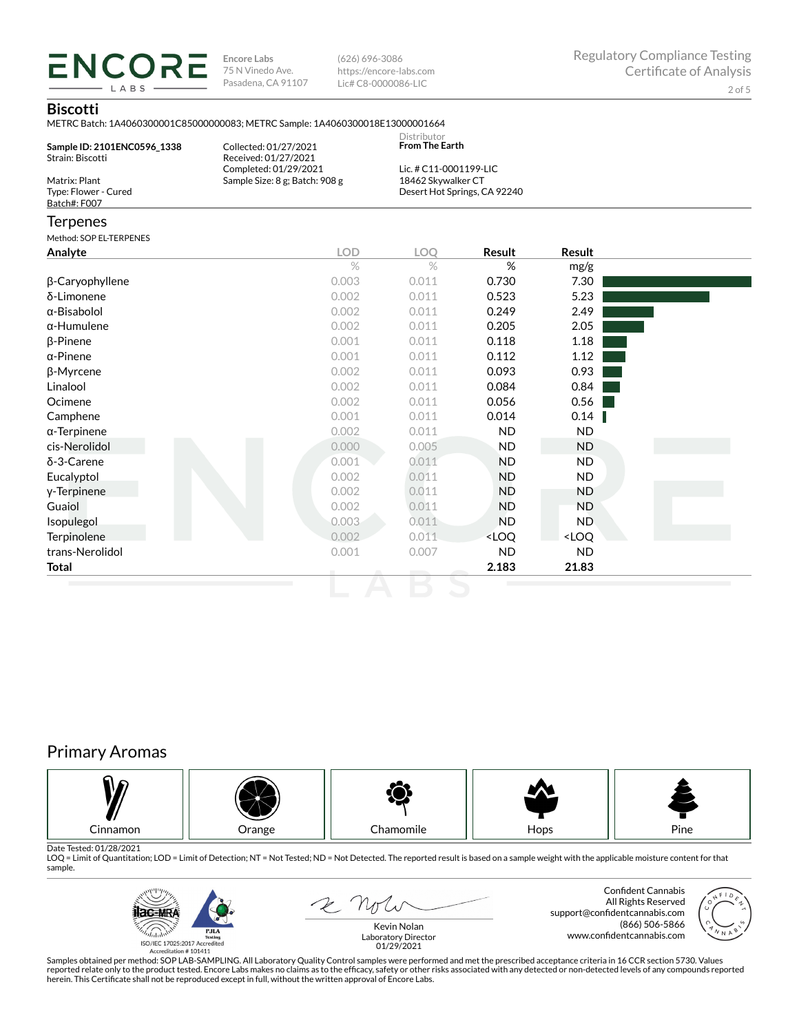**ENCORE LABS**

Encore Labs
75 N Vinedo Ave.
Pasadena, CA 91107

(626) 696-3086
https://encore-labs.com
Lic# C8-0000086-LIC

Regulatory Compliance Testing
Certificate of Analysis

## Biscotti

METRC Batch: 1A4060300001C85000000083; METRC Sample: 1A4060300018E13000001664

**Sample ID: 2101ENC0596_1338**
Strain: Biscotti

Matrix: Plant
Type: Flower - Cured
Batch#: F007

Collected: 01/27/2021
Received: 01/27/2021
Completed: 01/29/2021
Sample Size: 8 g; Batch: 908 g

Distributor
**From The Earth**

Lic. # C11-0001199-LIC
18462 Skywalker CT
Desert Hot Springs, CA 92240

## Terpenes

Method: SOP EL-TERPENES

| Analyte | LOD | LOQ | Result | Result |
|---|---|---|---|---|
| | % | % | % | mg/g |
| β-Caryophyllene | 0.003 | 0.011 | 0.730 | 7.30 |
| δ-Limonene | 0.002 | 0.011 | 0.523 | 5.23 |
| α-Bisabolol | 0.002 | 0.011 | 0.249 | 2.49 |
| α-Humulene | 0.002 | 0.011 | 0.205 | 2.05 |
| β-Pinene | 0.001 | 0.011 | 0.118 | 1.18 |
| α-Pinene | 0.001 | 0.011 | 0.112 | 1.12 |
| β-Myrcene | 0.002 | 0.011 | 0.093 | 0.93 |
| Linalool | 0.002 | 0.011 | 0.084 | 0.84 |
| Ocimene | 0.002 | 0.011 | 0.056 | 0.56 |
| Camphene | 0.001 | 0.011 | 0.014 | 0.14 |
| α-Terpinene | 0.002 | 0.011 | ND | ND |
| cis-Nerolidol | 0.000 | 0.005 | ND | ND |
| δ-3-Carene | 0.001 | 0.011 | ND | ND |
| Eucalyptol | 0.002 | 0.011 | ND | ND |
| γ-Terpinene | 0.002 | 0.011 | ND | ND |
| Guaiol | 0.002 | 0.011 | ND | ND |
| Isopulegol | 0.003 | 0.011 | ND | ND |
| Terpinolene | 0.002 | 0.011 | <LOQ | <LOQ |
| trans-Nerolidol | 0.001 | 0.007 | ND | ND |
| **Total** | | | **2.183** | **21.83** |

## Primary Aromas

| Cinnamon | Orange | Chamomile | Hops | Pine |
|---|---|---|---|---|

Date Tested: 01/28/2021
LOQ = Limit of Quantitation; LOD = Limit of Detection; NT = Not Tested; ND = Not Detected. The reported result is based on a sample weight with the applicable moisture content for that sample.

ISO/IEC 17025:2017 Accredited
Accreditation # 101411

Kevin Nolan
Laboratory Director
01/29/2021

Confident Cannabis
All Rights Reserved
support@confidentcannabis.com
(866) 506-5866
www.confidentcannabis.com

Samples obtained per method: SOP LAB-SAMPLING. All Laboratory Quality Control samples were performed and met the prescribed acceptance criteria in 16 CCR section 5730. Values reported relate only to the product tested. Encore Labs makes no claims as to the efficacy, safety or other risks associated with any detected or non-detected levels of any compounds reported herein. This Certificate shall not be reproduced except in full, without the written approval of Encore Labs.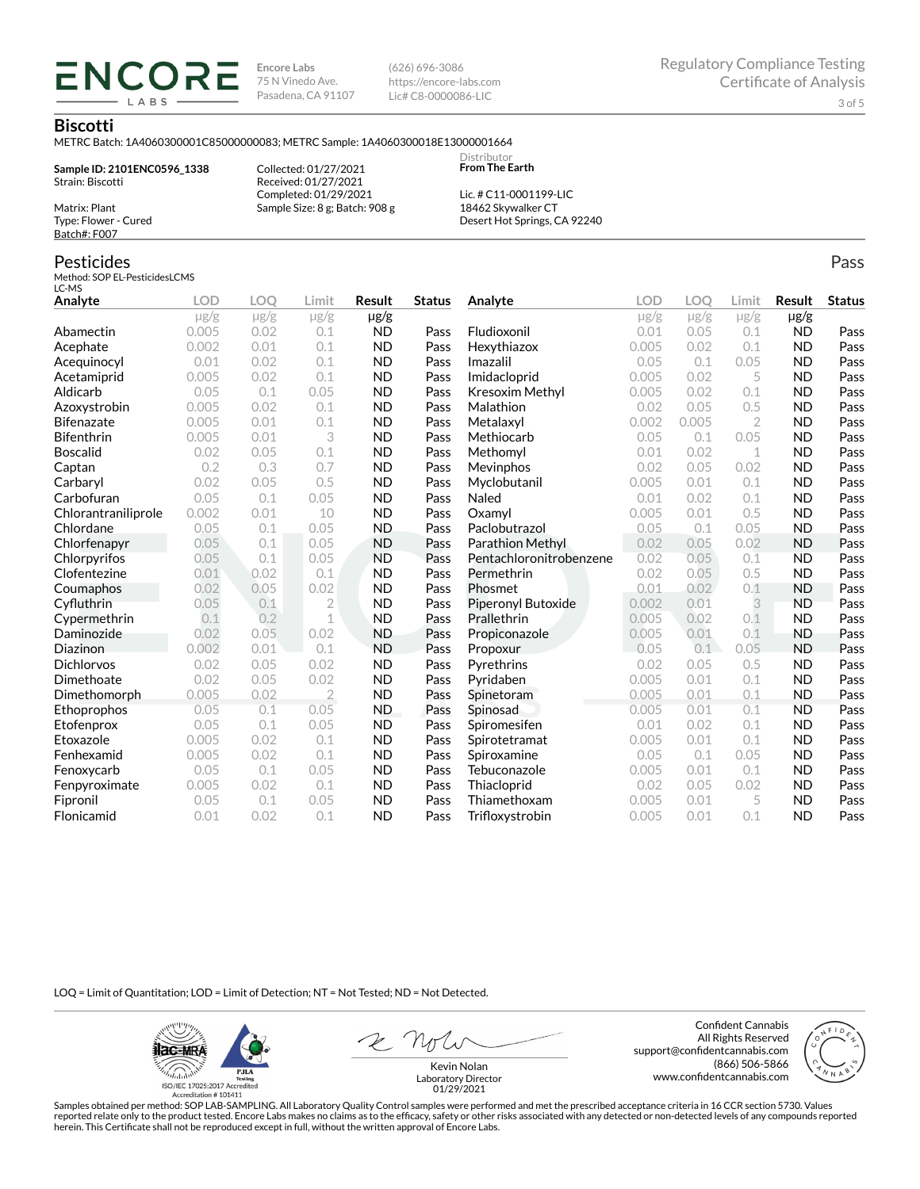**Encore Labs**
75 N Vinedo Ave.
Pasadena, CA 91107

(626) 696-3086
https://encore-labs.com
Lic# C8-0000086-LIC

Regulatory Compliance Testing
Certificate of Analysis

## Biscotti

METRC Batch: 1A4060300001C85000000083; METRC Sample: 1A4060300018E13000001664

**Sample ID: 2101ENC0596_1338**
Strain: Biscotti

Matrix: Plant
Type: Flower - Cured
Batch#: F007

Collected: 01/27/2021
Received: 01/27/2021
Completed: 01/29/2021
Sample Size: 8 g; Batch: 908 g

Distributor
**From The Earth**

Lic. # C11-0001199-LIC
18462 Skywalker CT
Desert Hot Springs, CA 92240

## Pesticides

Pass

Method: SOP EL-PesticidesLCMS
LC-MS

| Analyte | LOD | LOQ | Limit | Result | Status | Analyte | LOD | LOQ | Limit | Result | Status |
|---|---|---|---|---|---|---|---|---|---|---|---|
| | μg/g | μg/g | μg/g | μg/g | | | μg/g | μg/g | μg/g | μg/g | |
| Abamectin | 0.005 | 0.02 | 0.1 | ND | Pass | Fludioxonil | 0.01 | 0.05 | 0.1 | ND | Pass |
| Acephate | 0.002 | 0.01 | 0.1 | ND | Pass | Hexythiazox | 0.005 | 0.02 | 0.1 | ND | Pass |
| Acequinocyl | 0.01 | 0.02 | 0.1 | ND | Pass | Imazalil | 0.05 | 0.1 | 0.05 | ND | Pass |
| Acetamiprid | 0.005 | 0.02 | 0.1 | ND | Pass | Imidacloprid | 0.005 | 0.02 | 5 | ND | Pass |
| Aldicarb | 0.05 | 0.1 | 0.05 | ND | Pass | Kresoxim Methyl | 0.005 | 0.02 | 0.1 | ND | Pass |
| Azoxystrobin | 0.005 | 0.02 | 0.1 | ND | Pass | Malathion | 0.02 | 0.05 | 0.5 | ND | Pass |
| Bifenazate | 0.005 | 0.01 | 0.1 | ND | Pass | Metalaxyl | 0.002 | 0.005 | 2 | ND | Pass |
| Bifenthrin | 0.005 | 0.01 | 3 | ND | Pass | Methiocarb | 0.05 | 0.1 | 0.05 | ND | Pass |
| Boscalid | 0.02 | 0.05 | 0.1 | ND | Pass | Methomyl | 0.01 | 0.02 | 1 | ND | Pass |
| Captan | 0.2 | 0.3 | 0.7 | ND | Pass | Mevinphos | 0.02 | 0.05 | 0.02 | ND | Pass |
| Carbaryl | 0.02 | 0.05 | 0.5 | ND | Pass | Myclobutanil | 0.005 | 0.01 | 0.1 | ND | Pass |
| Carbofuran | 0.05 | 0.1 | 0.05 | ND | Pass | Naled | 0.01 | 0.02 | 0.1 | ND | Pass |
| Chlorantraniliprole | 0.002 | 0.01 | 10 | ND | Pass | Oxamyl | 0.005 | 0.01 | 0.5 | ND | Pass |
| Chlordane | 0.05 | 0.1 | 0.05 | ND | Pass | Paclobutrazol | 0.05 | 0.1 | 0.05 | ND | Pass |
| Chlorfenapyr | 0.05 | 0.1 | 0.05 | ND | Pass | Parathion Methyl | 0.02 | 0.05 | 0.02 | ND | Pass |
| Chlorpyrifos | 0.05 | 0.1 | 0.05 | ND | Pass | Pentachloronitrobenzene | 0.02 | 0.05 | 0.1 | ND | Pass |
| Clofentezine | 0.01 | 0.02 | 0.1 | ND | Pass | Permethrin | 0.02 | 0.05 | 0.5 | ND | Pass |
| Coumaphos | 0.02 | 0.05 | 0.02 | ND | Pass | Phosmet | 0.01 | 0.02 | 0.1 | ND | Pass |
| Cyfluthrin | 0.05 | 0.1 | 2 | ND | Pass | Piperonyl Butoxide | 0.002 | 0.01 | 3 | ND | Pass |
| Cypermethrin | 0.1 | 0.2 | 1 | ND | Pass | Prallethrin | 0.005 | 0.02 | 0.1 | ND | Pass |
| Daminozide | 0.02 | 0.05 | 0.02 | ND | Pass | Propiconazole | 0.005 | 0.01 | 0.1 | ND | Pass |
| Diazinon | 0.002 | 0.01 | 0.1 | ND | Pass | Propoxur | 0.05 | 0.1 | 0.05 | ND | Pass |
| Dichlorvos | 0.02 | 0.05 | 0.02 | ND | Pass | Pyrethrins | 0.02 | 0.05 | 0.5 | ND | Pass |
| Dimethoate | 0.02 | 0.05 | 0.02 | ND | Pass | Pyridaben | 0.005 | 0.01 | 0.1 | ND | Pass |
| Dimethomorph | 0.005 | 0.02 | 2 | ND | Pass | Spinetoram | 0.005 | 0.01 | 0.1 | ND | Pass |
| Ethoprophos | 0.05 | 0.1 | 0.05 | ND | Pass | Spinosad | 0.005 | 0.01 | 0.1 | ND | Pass |
| Etofenprox | 0.05 | 0.1 | 0.05 | ND | Pass | Spiromesifen | 0.01 | 0.02 | 0.1 | ND | Pass |
| Etoxazole | 0.005 | 0.02 | 0.1 | ND | Pass | Spirotetramat | 0.005 | 0.01 | 0.1 | ND | Pass |
| Fenhexamid | 0.005 | 0.02 | 0.1 | ND | Pass | Spiroxamine | 0.05 | 0.1 | 0.05 | ND | Pass |
| Fenoxycarb | 0.05 | 0.1 | 0.05 | ND | Pass | Tebuconazole | 0.005 | 0.01 | 0.1 | ND | Pass |
| Fenpyroximate | 0.005 | 0.02 | 0.1 | ND | Pass | Thiacloprid | 0.02 | 0.05 | 0.02 | ND | Pass |
| Fipronil | 0.05 | 0.1 | 0.05 | ND | Pass | Thiamethoxam | 0.005 | 0.01 | 5 | ND | Pass |
| Flonicamid | 0.01 | 0.02 | 0.1 | ND | Pass | Trifloxystrobin | 0.005 | 0.01 | 0.1 | ND | Pass |

LOQ = Limit of Quantitation; LOD = Limit of Detection; NT = Not Tested; ND = Not Detected.

ISO/IEC 17025:2017 Accredited
Accreditation # 101411

Kevin Nolan
Laboratory Director
01/29/2021

Confident Cannabis
All Rights Reserved
support@confidentcannabis.com
(866) 506-5866
www.confidentcannabis.com

Samples obtained per method: SOP LAB-SAMPLING. All Laboratory Quality Control samples were performed and met the prescribed acceptance criteria in 16 CCR section 5730. Values reported relate only to the product tested. Encore Labs makes no claims as to the efficacy, safety or other risks associated with any detected or non-detected levels of any compounds reported herein. This Certificate shall not be reproduced except in full, without the written approval of Encore Labs.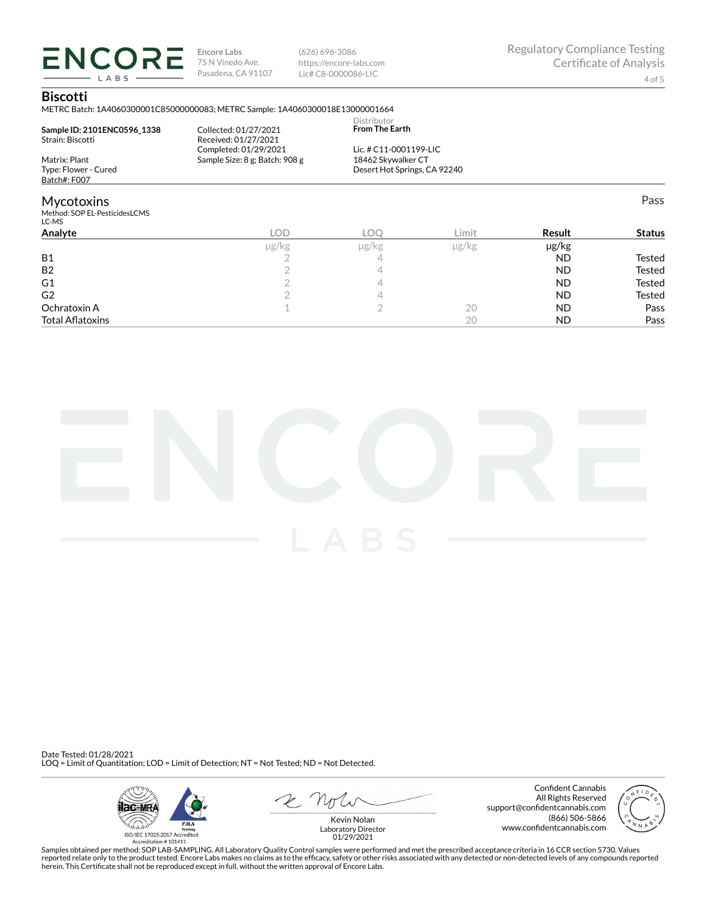**ENCORE LABS**

Encore Labs
75 N Vinedo Ave.
Pasadena, CA 91107

(626) 696-3086
https://encore-labs.com
Lic# C8-0000086-LIC

Regulatory Compliance Testing
Certificate of Analysis

## Biscotti

METRC Batch: 1A4060300001C85000000083; METRC Sample: 1A4060300018E13000001664

**Sample ID: 2101ENC0596_1338**
Strain: Biscotti

Matrix: Plant
Type: Flower - Cured
Batch#: F007

Collected: 01/27/2021
Received: 01/27/2021
Completed: 01/29/2021
Sample Size: 8 g; Batch: 908 g

Distributor
**From The Earth**

Lic. # C11-0001199-LIC
18462 Skywalker CT
Desert Hot Springs, CA 92240

## Mycotoxins

Pass

Method: SOP EL-PesticidesLCMS
LC-MS

| Analyte | LOD | LOQ | Limit | Result | Status |
|---|---|---|---|---|---|
| | μg/kg | μg/kg | μg/kg | μg/kg | |
| B1 | 2 | 4 | | ND | Tested |
| B2 | 2 | 4 | | ND | Tested |
| G1 | 2 | 4 | | ND | Tested |
| G2 | 2 | 4 | | ND | Tested |
| Ochratoxin A | 1 | 2 | 20 | ND | Pass |
| Total Aflatoxins | | | 20 | ND | Pass |

Date Tested: 01/28/2021
LOQ = Limit of Quantitation; LOD = Limit of Detection; NT = Not Tested; ND = Not Detected.

ISO/IEC 17025:2017 Accredited
Accreditation # 101411

Kevin Nolan
Laboratory Director
01/29/2021

Confident Cannabis
All Rights Reserved
support@confidentcannabis.com
(866) 506-5866
www.confidentcannabis.com

Samples obtained per method: SOP LAB-SAMPLING. All Laboratory Quality Control samples were performed and met the prescribed acceptance criteria in 16 CCR section 5730. Values reported relate only to the product tested. Encore Labs makes no claims as to the efficacy, safety or other risks associated with any detected or non-detected levels of any compounds reported herein. This Certificate shall not be reproduced except in full, without the written approval of Encore Labs.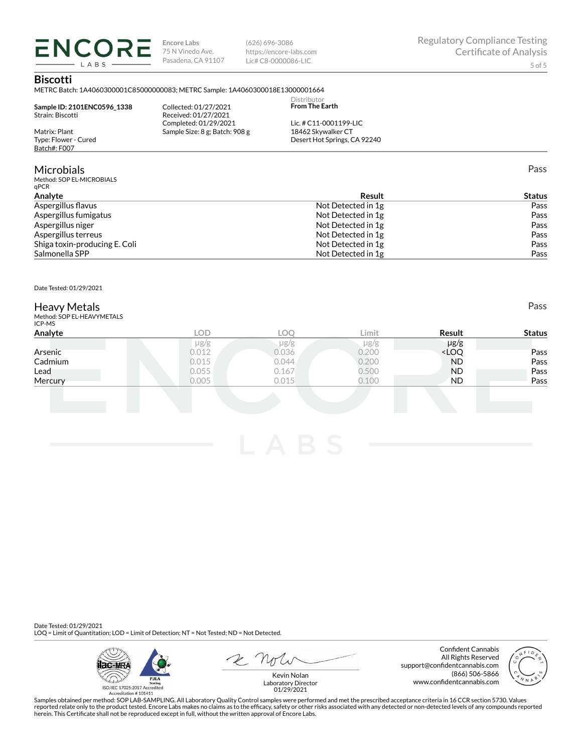ENCORE LABS

Encore Labs
75 N Vinedo Ave.
Pasadena, CA 91107

(626) 696-3086
https://encore-labs.com
Lic# C8-0000086-LIC

Regulatory Compliance Testing
Certificate of Analysis

## Biscotti

METRC Batch: 1A4060300001C85000000083; METRC Sample: 1A4060300018E13000001664

**Sample ID: 2101ENC0596_1338**
Strain: Biscotti

Matrix: Plant
Type: Flower - Cured
Batch#: F007

Collected: 01/27/2021
Received: 01/27/2021
Completed: 01/29/2021
Sample Size: 8 g; Batch: 908 g

Distributor
**From The Earth**

Lic. # C11-0001199-LIC
18462 Skywalker CT
Desert Hot Springs, CA 92240

## Microbials

Pass

Method: SOP EL-MICROBIALS
qPCR

| Analyte | Result | Status |
|---|---|---|
| Aspergillus flavus | Not Detected in 1g | Pass |
| Aspergillus fumigatus | Not Detected in 1g | Pass |
| Aspergillus niger | Not Detected in 1g | Pass |
| Aspergillus terreus | Not Detected in 1g | Pass |
| Shiga toxin-producing E. Coli | Not Detected in 1g | Pass |
| Salmonella SPP | Not Detected in 1g | Pass |

Date Tested: 01/29/2021

## Heavy Metals

Pass

Method: SOP EL-HEAVYMETALS
ICP-MS

| Analyte | LOD | LOQ | Limit | Result | Status |
|---|---|---|---|---|---|
| | µg/g | µg/g | µg/g | µg/g | |
| Arsenic | 0.012 | 0.036 | 0.200 | <LOQ | Pass |
| Cadmium | 0.015 | 0.044 | 0.200 | ND | Pass |
| Lead | 0.055 | 0.167 | 0.500 | ND | Pass |
| Mercury | 0.005 | 0.015 | 0.100 | ND | Pass |

Date Tested: 01/29/2021
LOQ = Limit of Quantitation; LOD = Limit of Detection; NT = Not Tested; ND = Not Detected.

ISO/IEC 17025:2017 Accredited
Accreditation # 101411

Kevin Nolan
Laboratory Director
01/29/2021

Confident Cannabis
All Rights Reserved
support@confidentcannabis.com
(866) 506-5866
www.confidentcannabis.com

Samples obtained per method: SOP LAB-SAMPLING. All Laboratory Quality Control samples were performed and met the prescribed acceptance criteria in 16 CCR section 5730. Values reported relate only to the product tested. Encore Labs makes no claims as to the efficacy, safety or other risks associated with any detected or non-detected levels of any compounds reported herein. This Certificate shall not be reproduced except in full, without the written approval of Encore Labs.